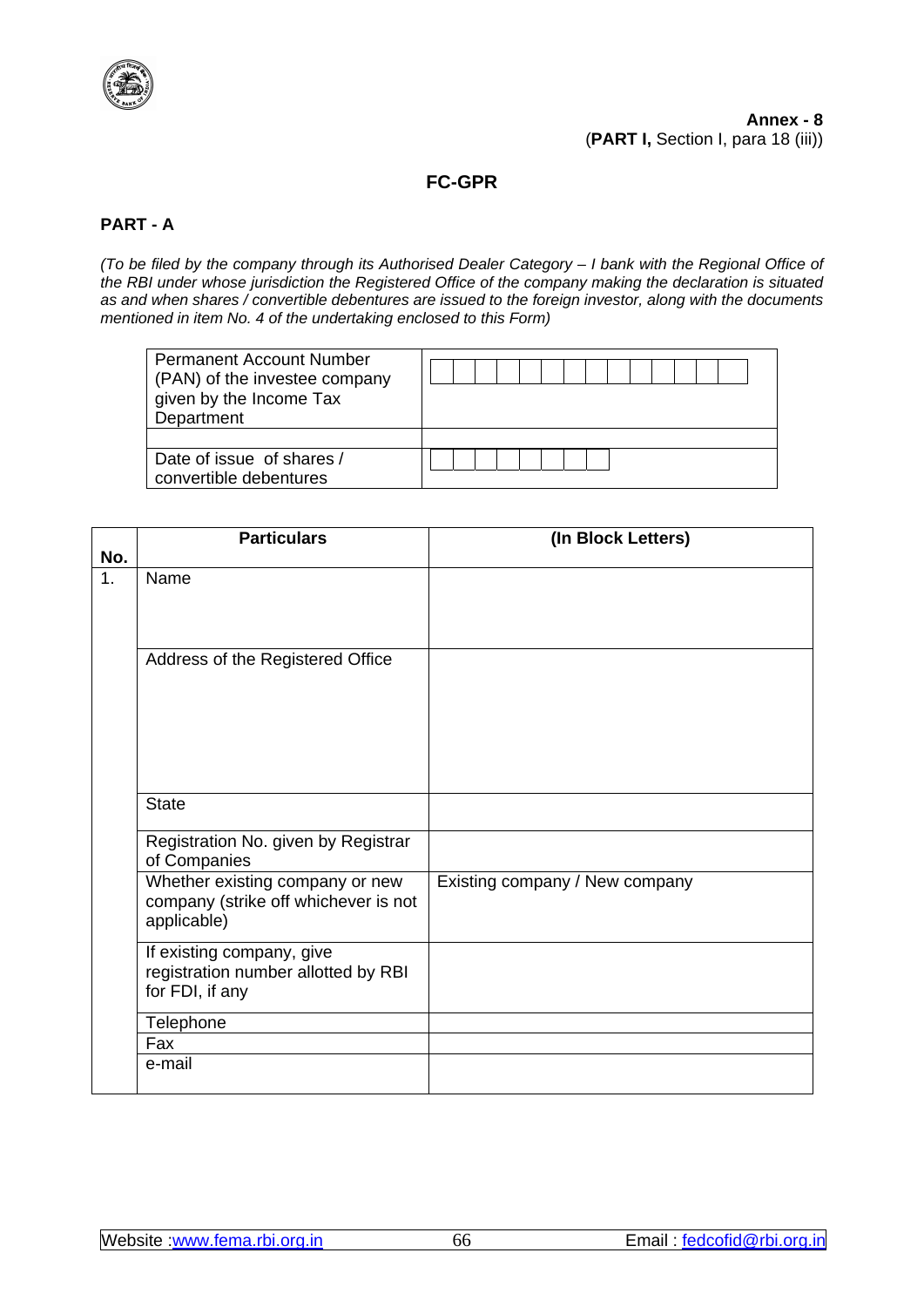**Annex - 8**
(**PART I,** Section I, para 18 (iii))

# FC-GPR

## PART - A

*(To be filed by the company through its Authorised Dealer Category – I bank with the Regional Office of the RBI under whose jurisdiction the Registered Office of the company making the declaration is situated as and when shares / convertible debentures are issued to the foreign investor, along with the documents mentioned in item No. 4 of the undertaking enclosed to this Form)*

| | |
|---|---|
| Permanent Account Number (PAN) of the investee company given by the Income Tax Department | |
| | |
| Date of issue of shares / convertible debentures | |

| No. | Particulars | (In Block Letters) |
|---|---|---|
| 1. | Name | |
| | Address of the Registered Office | |
| | State | |
| | Registration No. given by Registrar of Companies | |
| | Whether existing company or new company (strike off whichever is not applicable) | Existing company / New company |
| | If existing company, give registration number allotted by RBI for FDI, if any | |
| | Telephone | |
| | Fax | |
| | e-mail | |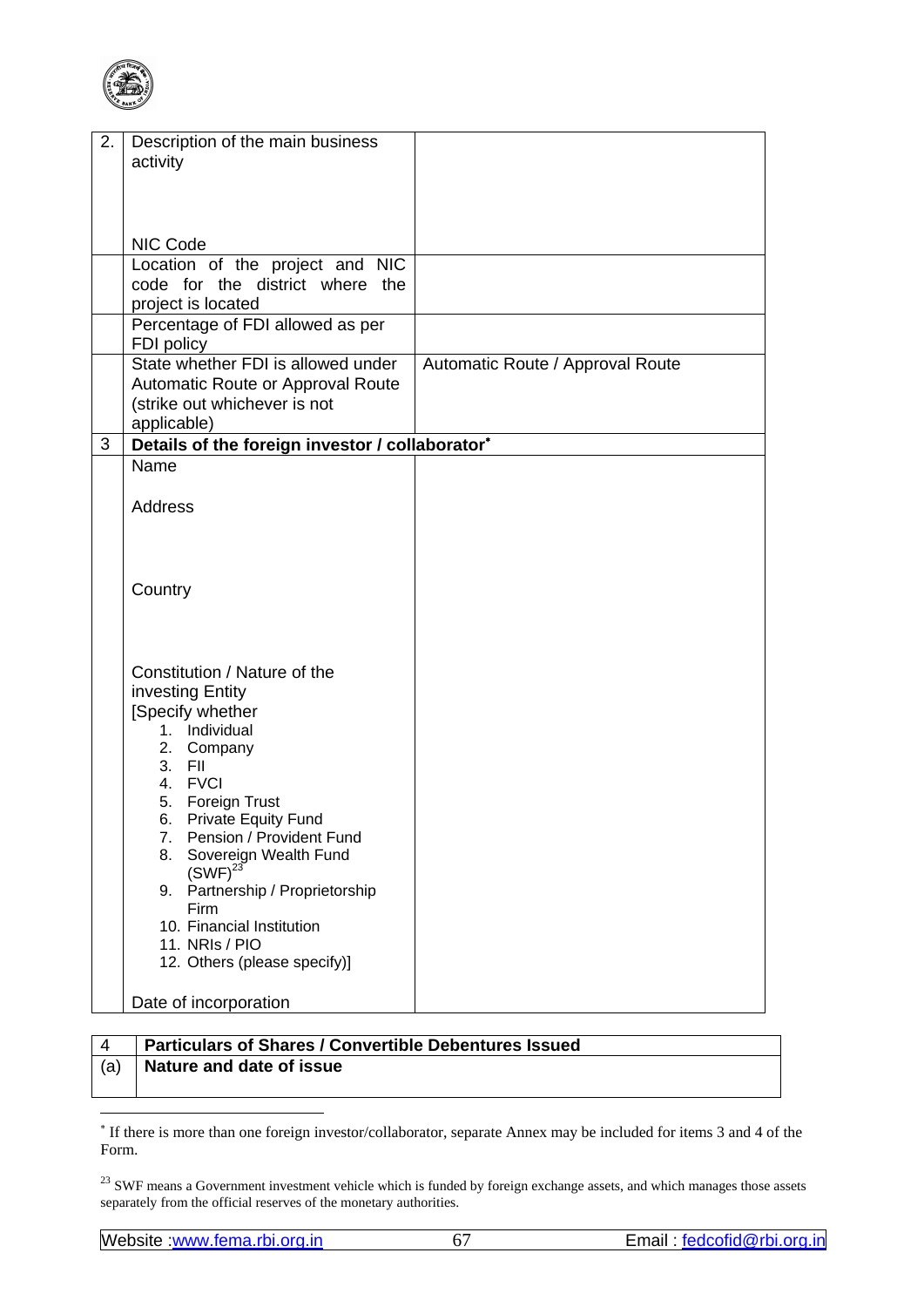| | | |
|---|---|---|
| 2. | Description of the main business activity<br><br>NIC Code | |
| | Location of the project and NIC code for the district where the project is located | |
| | Percentage of FDI allowed as per FDI policy | |
| | State whether FDI is allowed under Automatic Route or Approval Route (strike out whichever is not applicable) | Automatic Route / Approval Route |
| 3 | **Details of the foreign investor / collaborator*** | |
| | Name<br><br>Address<br><br>Country<br><br>Constitution / Nature of the investing Entity<br>[Specify whether<br>1. Individual<br>2. Company<br>3. FII<br>4. FVCI<br>5. Foreign Trust<br>6. Private Equity Fund<br>7. Pension / Provident Fund<br>8. Sovereign Wealth Fund (SWF)[23]<br>9. Partnership / Proprietorship Firm<br>10. Financial Institution<br>11. NRIs / PIO<br>12. Others (please specify)]<br><br>Date of incorporation | |

| | |
|---|---|
| 4 | **Particulars of Shares / Convertible Debentures Issued** |
| (a) | **Nature and date of issue** |

* If there is more than one foreign investor/collaborator, separate Annex may be included for items 3 and 4 of the Form.

[23] SWF means a Government investment vehicle which is funded by foreign exchange assets, and which manages those assets separately from the official reserves of the monetary authorities.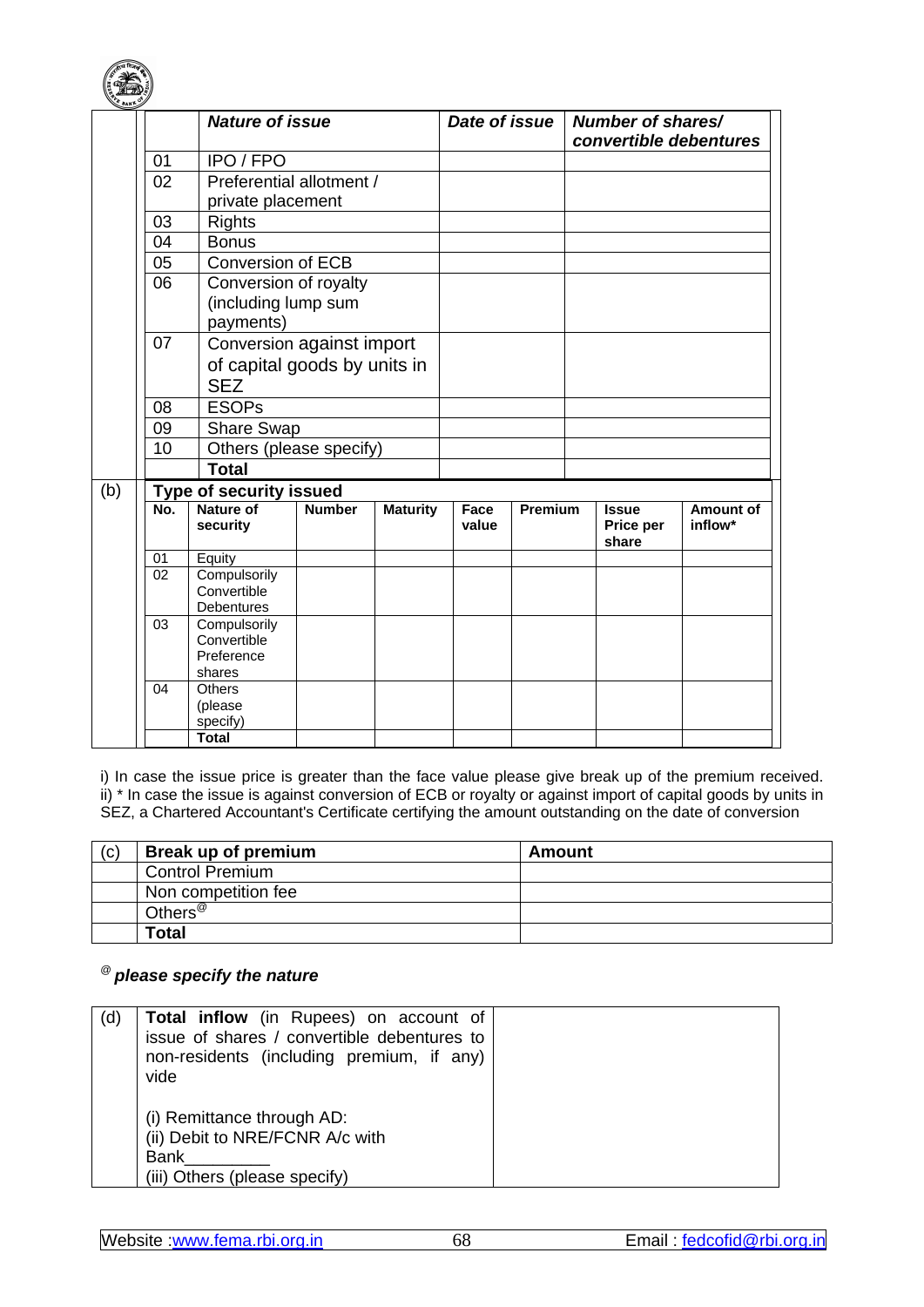| | | Nature of issue | Date of issue | Number of shares/ convertible debentures |
|---|---|---|---|---|
| | 01 | IPO / FPO | | |
| | 02 | Preferential allotment / private placement | | |
| | 03 | Rights | | |
| | 04 | Bonus | | |
| | 05 | Conversion of ECB | | |
| | 06 | Conversion of royalty (including lump sum payments) | | |
| | 07 | Conversion against import of capital goods by units in SEZ | | |
| | 08 | ESOPs | | |
| | 09 | Share Swap | | |
| | 10 | Others (please specify) | | |
| | | **Total** | | |

| (b) | **Type of security issued** | | | | | | | |
|---|---|---|---|---|---|---|---|---|
| | **No.** | **Nature of security** | **Number** | **Maturity** | **Face value** | **Premium** | **Issue Price per share** | **Amount of inflow*** |
| | 01 | Equity | | | | | | |
| | 02 | Compulsorily Convertible Debentures | | | | | | |
| | 03 | Compulsorily Convertible Preference shares | | | | | | |
| | 04 | Others (please specify) | | | | | | |
| | | **Total** | | | | | | |

i) In case the issue price is greater than the face value please give break up of the premium received.
ii) * In case the issue is against conversion of ECB or royalty or against import of capital goods by units in SEZ, a Chartered Accountant's Certificate certifying the amount outstanding on the date of conversion

| (c) | **Break up of premium** | **Amount** |
|---|---|---|
| | Control Premium | |
| | Non competition fee | |
| | Others[@] | |
| | **Total** | |

[@] ***please specify the nature***

| (d) | **Total inflow** (in Rupees) on account of issue of shares / convertible debentures to non-residents (including premium, if any) vide<br><br>(i) Remittance through AD:<br>(ii) Debit to NRE/FCNR A/c with Bank_________<br>(iii) Others (please specify) | |
|---|---|---|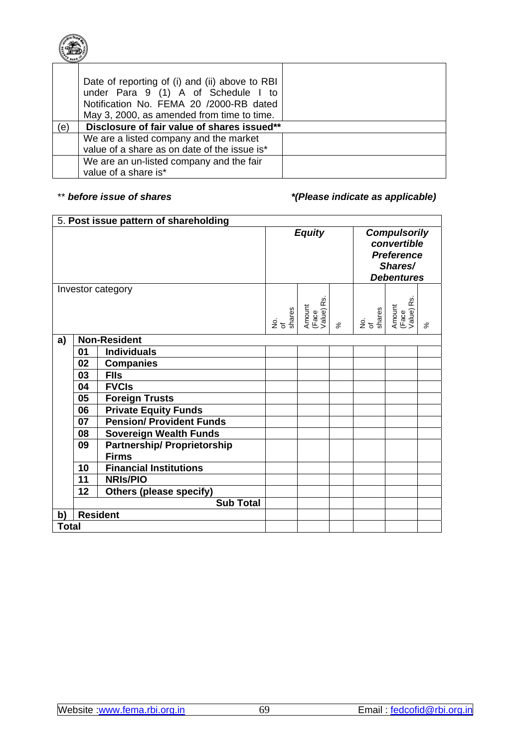| | | |
|---|---|---|
| | Date of reporting of (i) and (ii) above to RBI under Para 9 (1) A of Schedule I to Notification No. FEMA 20 /2000-RB dated May 3, 2000, as amended from time to time. | |
| (e) | **Disclosure of fair value of shares issued**** | |
| | We are a listed company and the market value of a share as on date of the issue is* | |
| | We are an un-listed company and the fair value of a share is* | |

** ***before issue of shares*** ***\*(Please indicate as applicable)***

| 5. **Post issue pattern of shareholding** | | | | | | | | |
|---|---|---|---|---|---|---|---|---|
| | | | ***Equity*** | | | ***Compulsorily convertible Preference Shares/ Debentures*** | | |
| Investor category | | | No. of shares | Amount (Face Value) Rs. | % | No. of shares | Amount (Face Value) Rs. | % |
| **a)** | **Non-Resident** | | | | | | | |
| | **01** | **Individuals** | | | | | | |
| | **02** | **Companies** | | | | | | |
| | **03** | **FIIs** | | | | | | |
| | **04** | **FVCIs** | | | | | | |
| | **05** | **Foreign Trusts** | | | | | | |
| | **06** | **Private Equity Funds** | | | | | | |
| | **07** | **Pension/ Provident Funds** | | | | | | |
| | **08** | **Sovereign Wealth Funds** | | | | | | |
| | **09** | **Partnership/ Proprietorship Firms** | | | | | | |
| | **10** | **Financial Institutions** | | | | | | |
| | **11** | **NRIs/PIO** | | | | | | |
| | **12** | **Others (please specify)** | | | | | | |
| | | **Sub Total** | | | | | | |
| **b)** | **Resident** | | | | | | | |
| **Total** | | | | | | | | |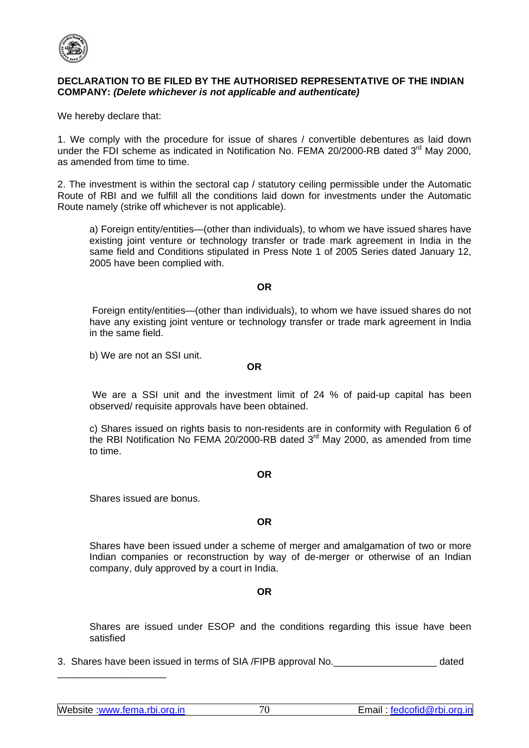**DECLARATION TO BE FILED BY THE AUTHORISED REPRESENTATIVE OF THE INDIAN COMPANY:** ***(Delete whichever is not applicable and authenticate)***

We hereby declare that:

1. We comply with the procedure for issue of shares / convertible debentures as laid down under the FDI scheme as indicated in Notification No. FEMA 20/2000-RB dated 3rd May 2000, as amended from time to time.

2. The investment is within the sectoral cap / statutory ceiling permissible under the Automatic Route of RBI and we fulfill all the conditions laid down for investments under the Automatic Route namely (strike off whichever is not applicable).

   a) Foreign entity/entities—(other than individuals), to whom we have issued shares have existing joint venture or technology transfer or trade mark agreement in India in the same field and Conditions stipulated in Press Note 1 of 2005 Series dated January 12, 2005 have been complied with.

   **OR**

   Foreign entity/entities—(other than individuals), to whom we have issued shares do not have any existing joint venture or technology transfer or trade mark agreement in India in the same field.

   b) We are not an SSI unit.

   **OR**

   We are a SSI unit and the investment limit of 24 % of paid-up capital has been observed/ requisite approvals have been obtained.

   c) Shares issued on rights basis to non-residents are in conformity with Regulation 6 of the RBI Notification No FEMA 20/2000-RB dated 3rd May 2000, as amended from time to time.

   **OR**

   Shares issued are bonus.

   **OR**

   Shares have been issued under a scheme of merger and amalgamation of two or more Indian companies or reconstruction by way of de-merger or otherwise of an Indian company, duly approved by a court in India.

   **OR**

   Shares are issued under ESOP and the conditions regarding this issue have been satisfied

3. Shares have been issued in terms of SIA /FIPB approval No.___________________ dated ____________________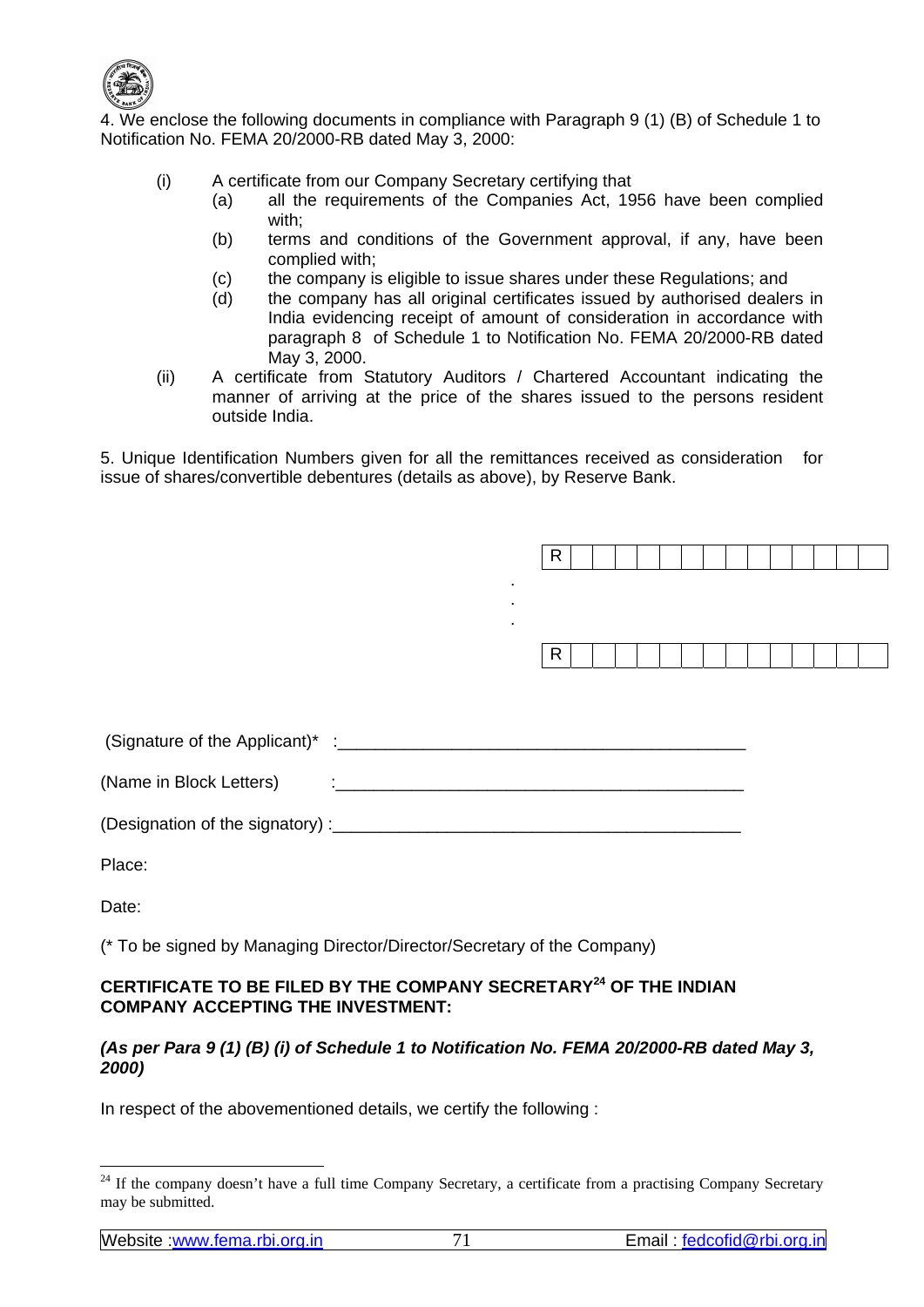4. We enclose the following documents in compliance with Paragraph 9 (1) (B) of Schedule 1 to Notification No. FEMA 20/2000-RB dated May 3, 2000:

- (i) A certificate from our Company Secretary certifying that
  - (a) all the requirements of the Companies Act, 1956 have been complied with;
  - (b) terms and conditions of the Government approval, if any, have been complied with;
  - (c) the company is eligible to issue shares under these Regulations; and
  - (d) the company has all original certificates issued by authorised dealers in India evidencing receipt of amount of consideration in accordance with paragraph 8 of Schedule 1 to Notification No. FEMA 20/2000-RB dated May 3, 2000.
- (ii) A certificate from Statutory Auditors / Chartered Accountant indicating the manner of arriving at the price of the shares issued to the persons resident outside India.

5. Unique Identification Numbers given for all the remittances received as consideration for issue of shares/convertible debentures (details as above), by Reserve Bank.

| R | | | | | | | | | | | | | | |
|---|---|---|---|---|---|---|---|---|---|---|---|---|---|---|

.
.
.

| R | | | | | | | | | | | | | | |
|---|---|---|---|---|---|---|---|---|---|---|---|---|---|---|

(Signature of the Applicant)* :____________________________________________

(Name in Block Letters) :____________________________________________

(Designation of the signatory) :____________________________________________

Place:

Date:

(* To be signed by Managing Director/Director/Secretary of the Company)

**CERTIFICATE TO BE FILED BY THE COMPANY SECRETARY[24] OF THE INDIAN COMPANY ACCEPTING THE INVESTMENT:**

***(As per Para 9 (1) (B) (i) of Schedule 1 to Notification No. FEMA 20/2000-RB dated May 3, 2000)***

In respect of the abovementioned details, we certify the following :

[24] If the company doesn't have a full time Company Secretary, a certificate from a practising Company Secretary may be submitted.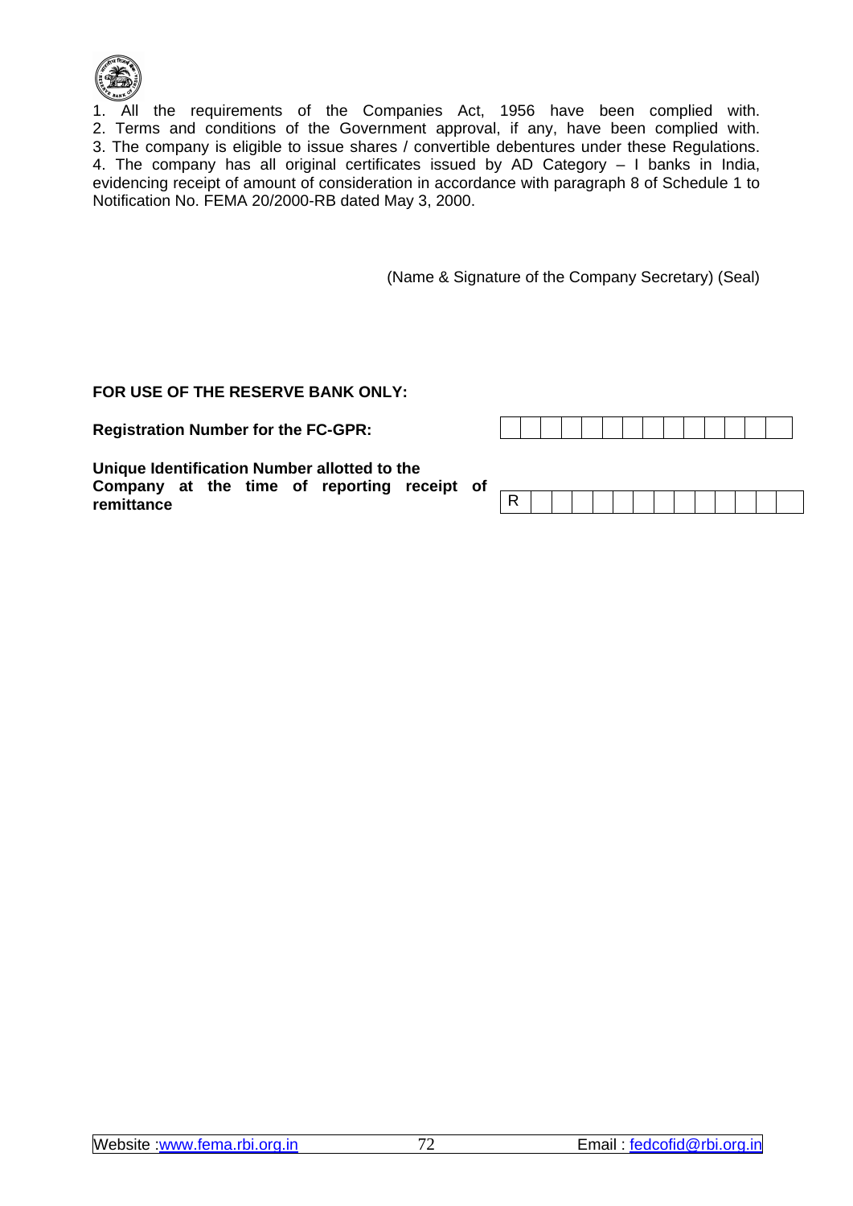1. All the requirements of the Companies Act, 1956 have been complied with.
2. Terms and conditions of the Government approval, if any, have been complied with.
3. The company is eligible to issue shares / convertible debentures under these Regulations.
4. The company has all original certificates issued by AD Category – I banks in India, evidencing receipt of amount of consideration in accordance with paragraph 8 of Schedule 1 to Notification No. FEMA 20/2000-RB dated May 3, 2000.

(Name & Signature of the Company Secretary) (Seal)

**FOR USE OF THE RESERVE BANK ONLY:**

| | | | | | | | | | | | | | | | |
|---|---|---|---|---|---|---|---|---|---|---|---|---|---|---|---|
| **Registration Number for the FC-GPR:** | | | | | | | | | | | | | | | |
| **Unique Identification Number allotted to the Company at the time of reporting receipt of remittance** | R | | | | | | | | | | | | | | |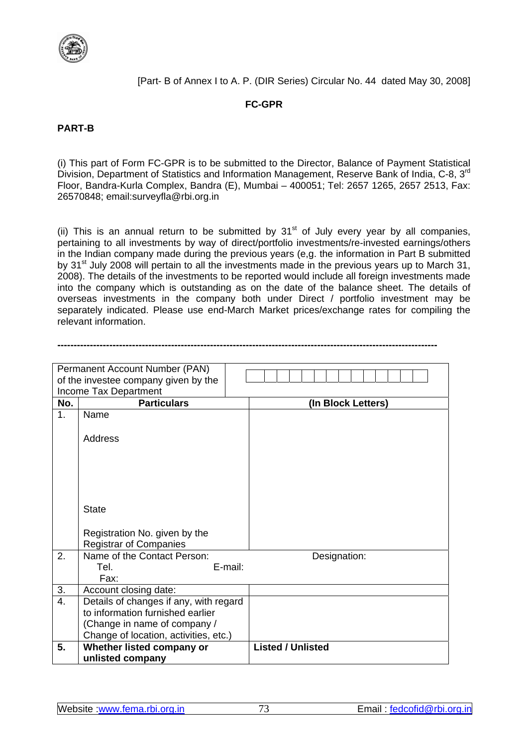[Part- B of Annex I to A. P. (DIR Series) Circular No. 44 dated May 30, 2008]

**FC-GPR**

**PART-B**

(i) This part of Form FC-GPR is to be submitted to the Director, Balance of Payment Statistical Division, Department of Statistics and Information Management, Reserve Bank of India, C-8, 3rd Floor, Bandra-Kurla Complex, Bandra (E), Mumbai – 400051; Tel: 2657 1265, 2657 2513, Fax: 26570848; email:surveyfla@rbi.org.in

(ii) This is an annual return to be submitted by 31st of July every year by all companies, pertaining to all investments by way of direct/portfolio investments/re-invested earnings/others in the Indian company made during the previous years (e,g. the information in Part B submitted by 31st July 2008 will pertain to all the investments made in the previous years up to March 31, 2008). The details of the investments to be reported would include all foreign investments made into the company which is outstanding as on the date of the balance sheet. The details of overseas investments in the company both under Direct / portfolio investment may be separately indicated. Please use end-March Market prices/exchange rates for compiling the relevant information.

---

| Permanent Account Number (PAN) of the investee company given by the Income Tax Department | | |
|---|---|---|
| **No.** | **Particulars** | **(In Block Letters)** |
| 1. | Name<br><br>Address<br><br><br><br>State<br><br>Registration No. given by the Registrar of Companies | |
| 2. | Name of the Contact Person:<br>Tel. E-mail:<br>Fax: | Designation: |
| 3. | Account closing date: | |
| 4. | Details of changes if any, with regard to information furnished earlier (Change in name of company / Change of location, activities, etc.) | |
| **5.** | **Whether listed company or unlisted company** | **Listed / Unlisted** |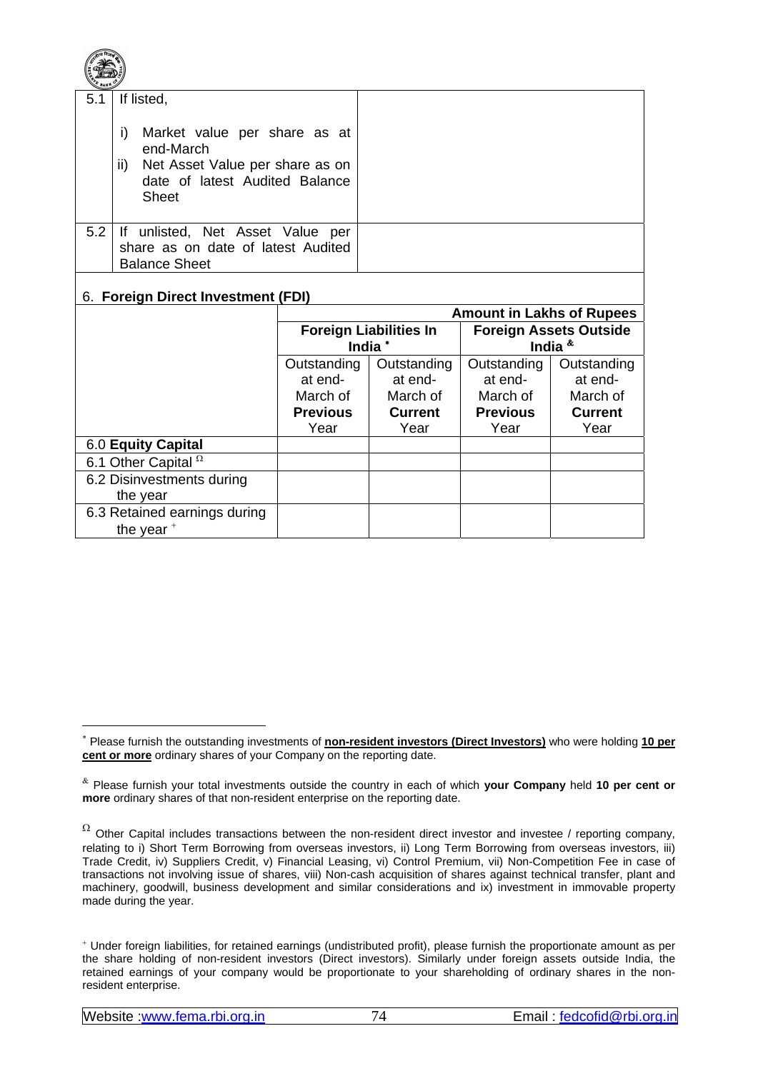| 5.1 | If listed,<br><br>i) Market value per share as at end-March<br>ii) Net Asset Value per share as on date of latest Audited Balance Sheet | |
|---|---|---|
| 5.2 | If unlisted, Net Asset Value per share as on date of latest Audited Balance Sheet | |

6. **Foreign Direct Investment (FDI)**

| | **Amount in Lakhs of Rupees** | | | |
|---|---|---|---|---|
| | **Foreign Liabilities In India** * | | **Foreign Assets Outside India** & | |
| | Outstanding at end-March of **Previous** Year | Outstanding at end-March of **Current** Year | Outstanding at end-March of **Previous** Year | Outstanding at end-March of **Current** Year |
| 6.0 **Equity Capital** | | | | |
| 6.1 Other Capital Ω | | | | |
| 6.2 Disinvestments during the year | | | | |
| 6.3 Retained earnings during the year + | | | | |

\* Please furnish the outstanding investments of **non-resident investors (Direct Investors)** who were holding **10 per cent or more** ordinary shares of your Company on the reporting date.

& Please furnish your total investments outside the country in each of which **your Company** held **10 per cent or more** ordinary shares of that non-resident enterprise on the reporting date.

Ω Other Capital includes transactions between the non-resident direct investor and investee / reporting company, relating to i) Short Term Borrowing from overseas investors, ii) Long Term Borrowing from overseas investors, iii) Trade Credit, iv) Suppliers Credit, v) Financial Leasing, vi) Control Premium, vii) Non-Competition Fee in case of transactions not involving issue of shares, viii) Non-cash acquisition of shares against technical transfer, plant and machinery, goodwill, business development and similar considerations and ix) investment in immovable property made during the year.

+ Under foreign liabilities, for retained earnings (undistributed profit), please furnish the proportionate amount as per the share holding of non-resident investors (Direct investors). Similarly under foreign assets outside India, the retained earnings of your company would be proportionate to your shareholding of ordinary shares in the non-resident enterprise.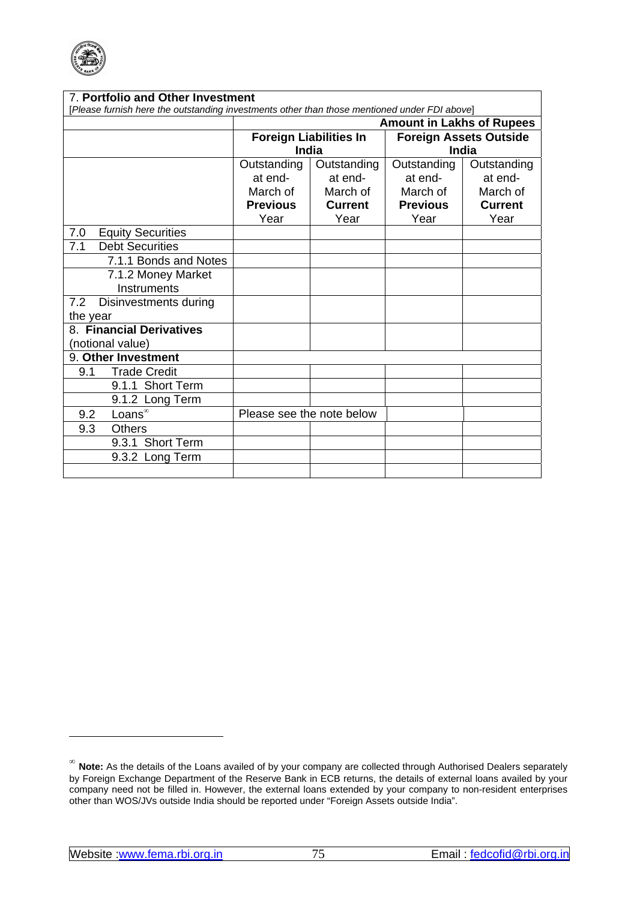| 7. **Portfolio and Other Investment** [*Please furnish here the outstanding investments other than those mentioned under FDI above*] | | | | |
|---|---|---|---|---|
| | **Amount in Lakhs of Rupees** | | | |
| | **Foreign Liabilities In India** | | **Foreign Assets Outside India** | |
| | Outstanding at end-March of **Previous** Year | Outstanding at end-March of **Current** Year | Outstanding at end-March of **Previous** Year | Outstanding at end-March of **Current** Year |
| 7.0 Equity Securities | | | | |
| 7.1 Debt Securities | | | | |
| 7.1.1 Bonds and Notes | | | | |
| 7.1.2 Money Market Instruments | | | | |
| 7.2 Disinvestments during the year | | | | |
| 8. **Financial Derivatives** (notional value) | | | | |
| 9. **Other Investment** | | | | |
| 9.1 Trade Credit | | | | |
| 9.1.1 Short Term | | | | |
| 9.1.2 Long Term | | | | |
| 9.2 Loans[∞] | Please see the note below | | | |
| 9.3 Others | | | | |
| 9.3.1 Short Term | | | | |
| 9.3.2 Long Term | | | | |
| | | | | |

[∞] **Note:** As the details of the Loans availed of by your company are collected through Authorised Dealers separately by Foreign Exchange Department of the Reserve Bank in ECB returns, the details of external loans availed by your company need not be filled in. However, the external loans extended by your company to non-resident enterprises other than WOS/JVs outside India should be reported under "Foreign Assets outside India".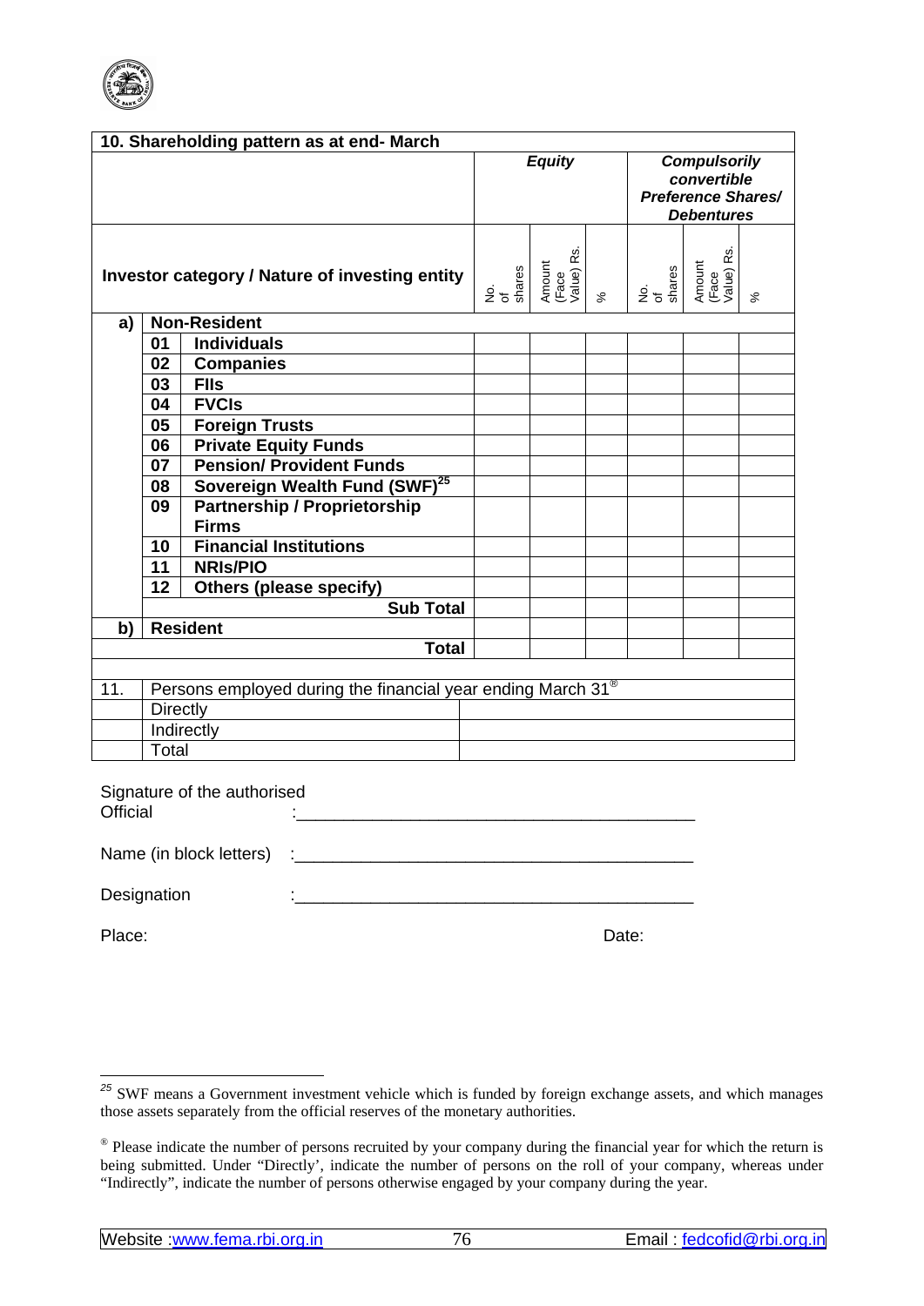| 10. Shareholding pattern as at end- March | | | Equity | | | Compulsorily convertible Preference Shares/ Debentures | | |
|---|---|---|---|---|---|---|---|---|
| Investor category / Nature of investing entity | | | No. of shares | Amount (Face Value) Rs. | % | No. of shares | Amount (Face Value) Rs. | % |
| a) | Non-Resident | | | | | | | |
| | 01 | Individuals | | | | | | |
| | 02 | Companies | | | | | | |
| | 03 | FIIs | | | | | | |
| | 04 | FVCIs | | | | | | |
| | 05 | Foreign Trusts | | | | | | |
| | 06 | Private Equity Funds | | | | | | |
| | 07 | Pension/ Provident Funds | | | | | | |
| | 08 | Sovereign Wealth Fund (SWF)[25] | | | | | | |
| | 09 | Partnership / Proprietorship Firms | | | | | | |
| | 10 | Financial Institutions | | | | | | |
| | 11 | NRIs/PIO | | | | | | |
| | 12 | Others (please specify) | | | | | | |
| | | Sub Total | | | | | | |
| b) | Resident | | | | | | | |
| | | Total | | | | | | |

| | | |
|---|---|---|
| 11. | Persons employed during the financial year ending March 31[®] | |
| | Directly | |
| | Indirectly | |
| | Total | |

Signature of the authorised Official :___________________________________________

Name (in block letters) :___________________________________________

Designation :___________________________________________

Place: Date:

---

[25] SWF means a Government investment vehicle which is funded by foreign exchange assets, and which manages those assets separately from the official reserves of the monetary authorities.

[®] Please indicate the number of persons recruited by your company during the financial year for which the return is being submitted. Under "Directly', indicate the number of persons on the roll of your company, whereas under "Indirectly", indicate the number of persons otherwise engaged by your company during the year.